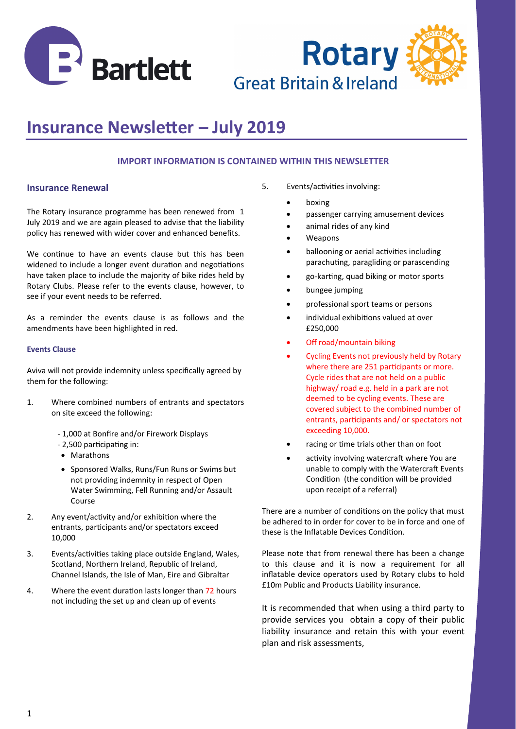# Insurance Newsletter – July 2019

**IMPORT INFORMATION IS CONTAINED WITHIN THIS NEWSLETTER**

## Insurance Renewal

The Rotary insurance programme has been renewed from 1 July 2019 and we are again pleased to advise that the liability policy has renewed with wider cover and enhanced benefits.

We continue to have an events clause but this has been widened to include a longer event duration and negotiations have taken place to include the majority of bike rides held by Rotary Clubs. Please refer to the events clause, however, to see if your event needs to be referred.

As a reminder the events clause is as follows and the amendments have been highlighted in red.

### Events Clause

Aviva will not provide indemnity unless specifically agreed by them for the following:

1. Where combined numbers of entrants and spectators on site exceed the following:

   - 1,000 at Bonfire and/or Firework Displays
   - 2,500 participating in:
     - Marathons
     - Sponsored Walks, Runs/Fun Runs or Swims but not providing indemnity in respect of Open Water Swimming, Fell Running and/or Assault Course

2. Any event/activity and/or exhibition where the entrants, participants and/or spectators exceed 10,000

3. Events/activities taking place outside England, Wales, Scotland, Northern Ireland, Republic of Ireland, Channel Islands, the Isle of Man, Eire and Gibraltar

4. Where the event duration lasts longer than 72 hours not including the set up and clean up of events

5. Events/activities involving:

   - boxing
   - passenger carrying amusement devices
   - animal rides of any kind
   - Weapons
   - ballooning or aerial activities including parachuting, paragliding or parascending
   - go-karting, quad biking or motor sports
   - bungee jumping
   - professional sport teams or persons
   - individual exhibitions valued at over £250,000
   - Off road/mountain biking
   - Cycling Events not previously held by Rotary where there are 251 participants or more. Cycle rides that are not held on a public highway/ road e.g. held in a park are not deemed to be cycling events. These are covered subject to the combined number of entrants, participants and/ or spectators not exceeding 10,000.
   - racing or time trials other than on foot
   - activity involving watercraft where You are unable to comply with the Watercraft Events Condition (the condition will be provided upon receipt of a referral)

There are a number of conditions on the policy that must be adhered to in order for cover to be in force and one of these is the Inflatable Devices Condition.

Please note that from renewal there has been a change to this clause and it is now a requirement for all inflatable device operators used by Rotary clubs to hold £10m Public and Products Liability insurance.

It is recommended that when using a third party to provide services you obtain a copy of their public liability insurance and retain this with your event plan and risk assessments,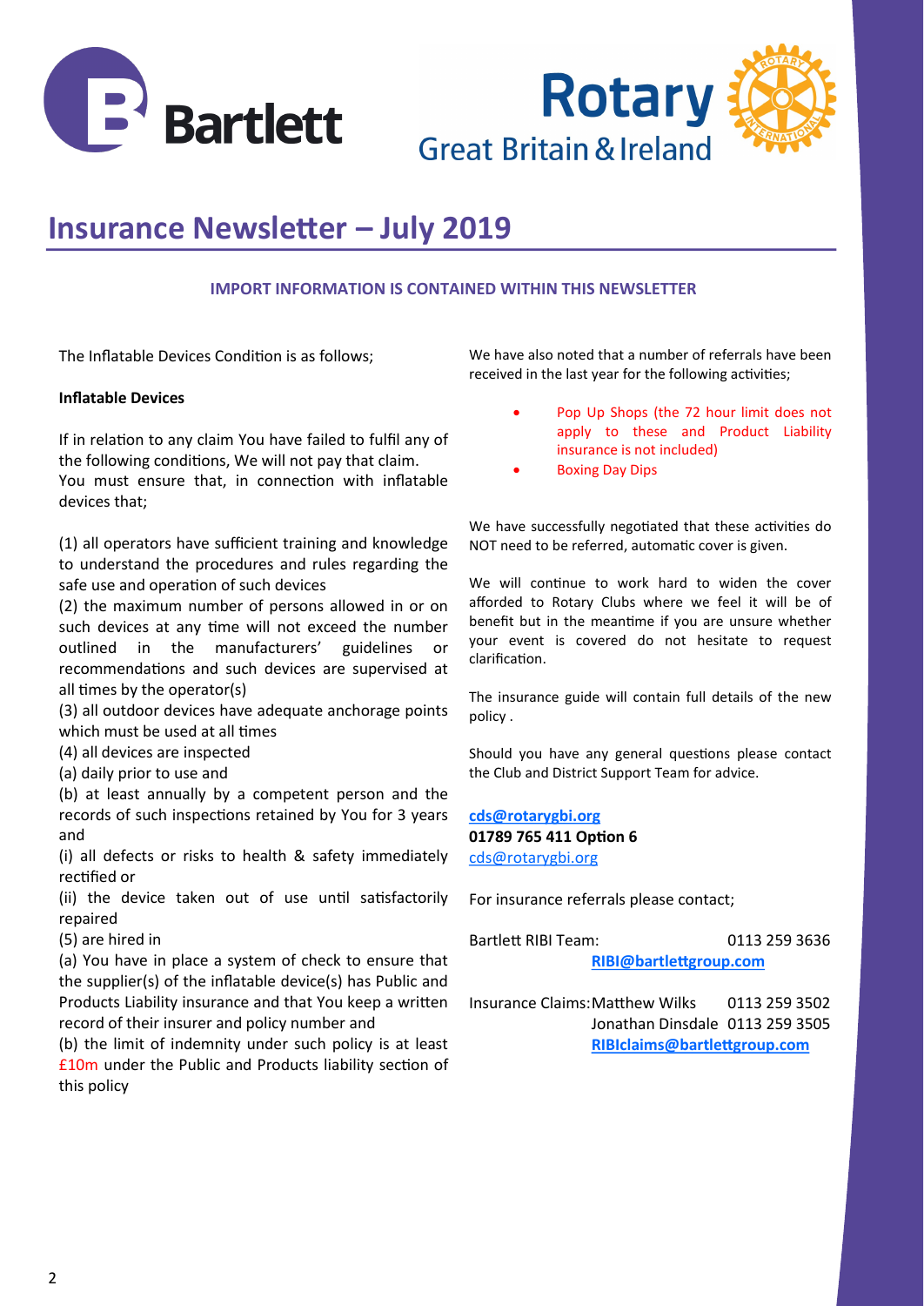# Insurance Newsletter – July 2019

**IMPORT INFORMATION IS CONTAINED WITHIN THIS NEWSLETTER**

The Inflatable Devices Condition is as follows;

**Inflatable Devices**

If in relation to any claim You have failed to fulfil any of the following conditions, We will not pay that claim.
You must ensure that, in connection with inflatable devices that;

(1) all operators have sufficient training and knowledge to understand the procedures and rules regarding the safe use and operation of such devices
(2) the maximum number of persons allowed in or on such devices at any time will not exceed the number outlined in the manufacturers' guidelines or recommendations and such devices are supervised at all times by the operator(s)
(3) all outdoor devices have adequate anchorage points which must be used at all times
(4) all devices are inspected
(a) daily prior to use and
(b) at least annually by a competent person and the records of such inspections retained by You for 3 years and
(i) all defects or risks to health & safety immediately rectified or
(ii) the device taken out of use until satisfactorily repaired
(5) are hired in
(a) You have in place a system of check to ensure that the supplier(s) of the inflatable device(s) has Public and Products Liability insurance and that You keep a written record of their insurer and policy number and
(b) the limit of indemnity under such policy is at least £10m under the Public and Products liability section of this policy

We have also noted that a number of referrals have been received in the last year for the following activities;

- Pop Up Shops (the 72 hour limit does not apply to these and Product Liability insurance is not included)
- Boxing Day Dips

We have successfully negotiated that these activities do NOT need to be referred, automatic cover is given.

We will continue to work hard to widen the cover afforded to Rotary Clubs where we feel it will be of benefit but in the meantime if you are unsure whether your event is covered do not hesitate to request clarification.

The insurance guide will contain full details of the new policy .

Should you have any general questions please contact the Club and District Support Team for advice.

**cds@rotarygbi.org**
**01789 765 411 Option 6**
cds@rotarygbi.org

For insurance referrals please contact;

Bartlett RIBI Team: 0113 259 3636
**RIBI@bartlettgroup.com**

Insurance Claims: Matthew Wilks 0113 259 3502
Jonathan Dinsdale 0113 259 3505
**RIBIclaims@bartlettgroup.com**